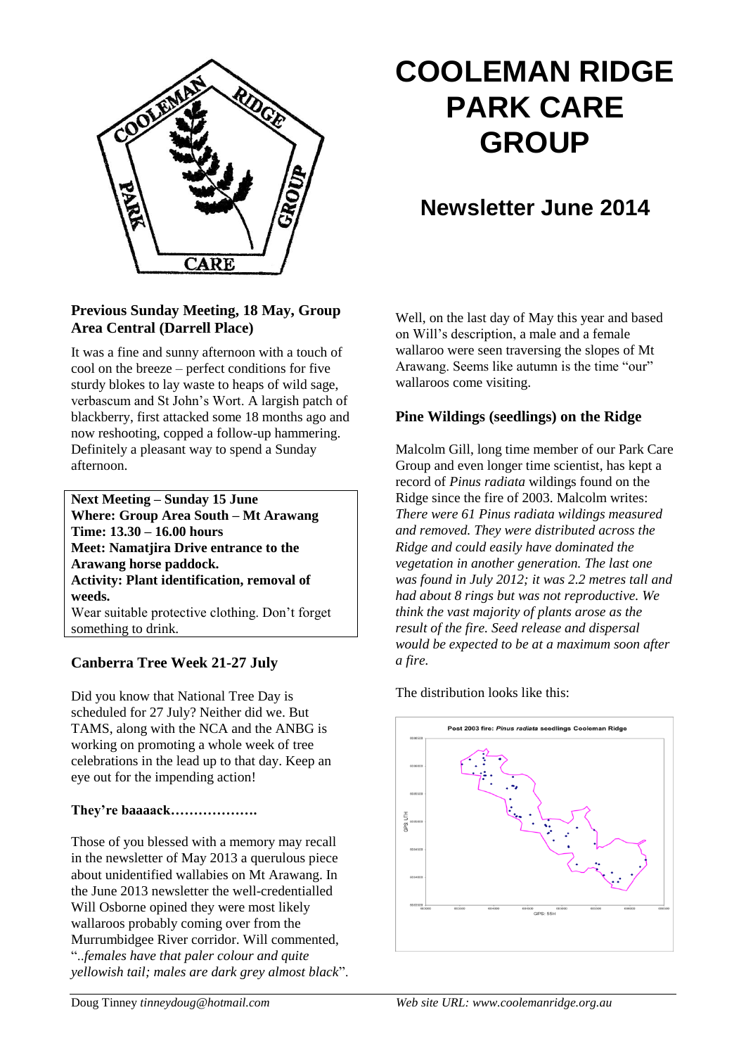# COOLEMAN RIDGE PARK CARE GROUP

## Newsletter June 2014

### Previous Sunday Meeting, 18 May, Group Area Central (Darrell Place)

It was a fine and sunny afternoon with a touch of cool on the breeze – perfect conditions for five sturdy blokes to lay waste to heaps of wild sage, verbascum and St John's Wort. A largish patch of blackberry, first attacked some 18 months ago and now reshooting, copped a follow-up hammering. Definitely a pleasant way to spend a Sunday afternoon.

**Next Meeting – Sunday 15 June**
**Where: Group Area South – Mt Arawang**
**Time: 13.30 – 16.00 hours**
**Meet: Namatjira Drive entrance to the Arawang horse paddock.**
**Activity: Plant identification, removal of weeds.**
Wear suitable protective clothing. Don't forget something to drink.

### Canberra Tree Week 21-27 July

Did you know that National Tree Day is scheduled for 27 July? Neither did we. But TAMS, along with the NCA and the ANBG is working on promoting a whole week of tree celebrations in the lead up to that day. Keep an eye out for the impending action!

### They're baaaack……………….

Those of you blessed with a memory may recall in the newsletter of May 2013 a querulous piece about unidentified wallabies on Mt Arawang. In the June 2013 newsletter the well-credentialled Will Osborne opined they were most likely wallaroos probably coming over from the Murrumbidgee River corridor. Will commented, "..*females have that paler colour and quite yellowish tail; males are dark grey almost black*".

Well, on the last day of May this year and based on Will's description, a male and a female wallaroo were seen traversing the slopes of Mt Arawang. Seems like autumn is the time "our" wallaroos come visiting.

### Pine Wildings (seedlings) on the Ridge

Malcolm Gill, long time member of our Park Care Group and even longer time scientist, has kept a record of *Pinus radiata* wildings found on the Ridge since the fire of 2003. Malcolm writes: *There were 61 Pinus radiata wildings measured and removed. They were distributed across the Ridge and could easily have dominated the vegetation in another generation. The last one was found in July 2012; it was 2.2 metres tall and had about 8 rings but was not reproductive. We think the vast majority of plants arose as the result of the fire. Seed release and dispersal would be expected to be at a maximum soon after a fire.*

The distribution looks like this:

Post 2003 fire: *Pinus radiata* seedlings Cooleman Ridge

Doug Tinney *tinneydoug@hotmail.com* — Web site URL: *www.coolemanridge.org.au*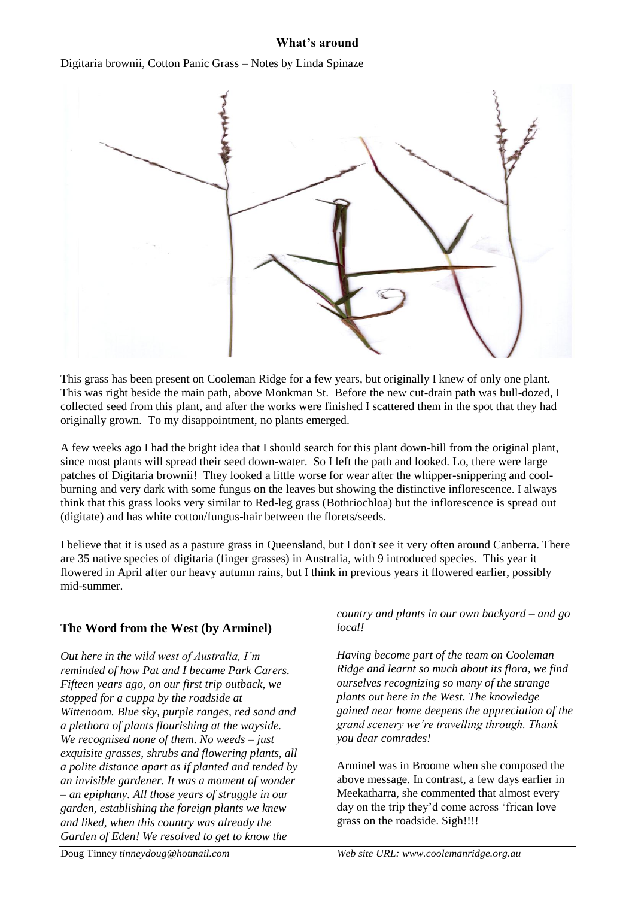## What's around

Digitaria brownii, Cotton Panic Grass – Notes by Linda Spinaze

This grass has been present on Cooleman Ridge for a few years, but originally I knew of only one plant. This was right beside the main path, above Monkman St. Before the new cut-drain path was bull-dozed, I collected seed from this plant, and after the works were finished I scattered them in the spot that they had originally grown. To my disappointment, no plants emerged.

A few weeks ago I had the bright idea that I should search for this plant down-hill from the original plant, since most plants will spread their seed down-water. So I left the path and looked. Lo, there were large patches of Digitaria brownii! They looked a little worse for wear after the whipper-snippering and cool-burning and very dark with some fungus on the leaves but showing the distinctive inflorescence. I always think that this grass looks very similar to Red-leg grass (Bothriochloa) but the inflorescence is spread out (digitate) and has white cotton/fungus-hair between the florets/seeds.

I believe that it is used as a pasture grass in Queensland, but I don't see it very often around Canberra. There are 35 native species of digitaria (finger grasses) in Australia, with 9 introduced species. This year it flowered in April after our heavy autumn rains, but I think in previous years it flowered earlier, possibly mid-summer.

## The Word from the West (by Arminel)

*Out here in the wild west of Australia, I'm reminded of how Pat and I became Park Carers. Fifteen years ago, on our first trip outback, we stopped for a cuppa by the roadside at Wittenoom. Blue sky, purple ranges, red sand and a plethora of plants flourishing at the wayside. We recognised none of them. No weeds – just exquisite grasses, shrubs and flowering plants, all a polite distance apart as if planted and tended by an invisible gardener. It was a moment of wonder – an epiphany. All those years of struggle in our garden, establishing the foreign plants we knew and liked, when this country was already the Garden of Eden! We resolved to get to know the country and plants in our own backyard – and go local!*

*Having become part of the team on Cooleman Ridge and learnt so much about its flora, we find ourselves recognizing so many of the strange plants out here in the West. The knowledge gained near home deepens the appreciation of the grand scenery we're travelling through. Thank you dear comrades!*

Arminel was in Broome when she composed the above message. In contrast, a few days earlier in Meekatharra, she commented that almost every day on the trip they'd come across 'frican love grass on the roadside. Sigh!!!!

Doug Tinney *tinneydoug@hotmail.com* *Web site URL: www.coolemanridge.org.au*